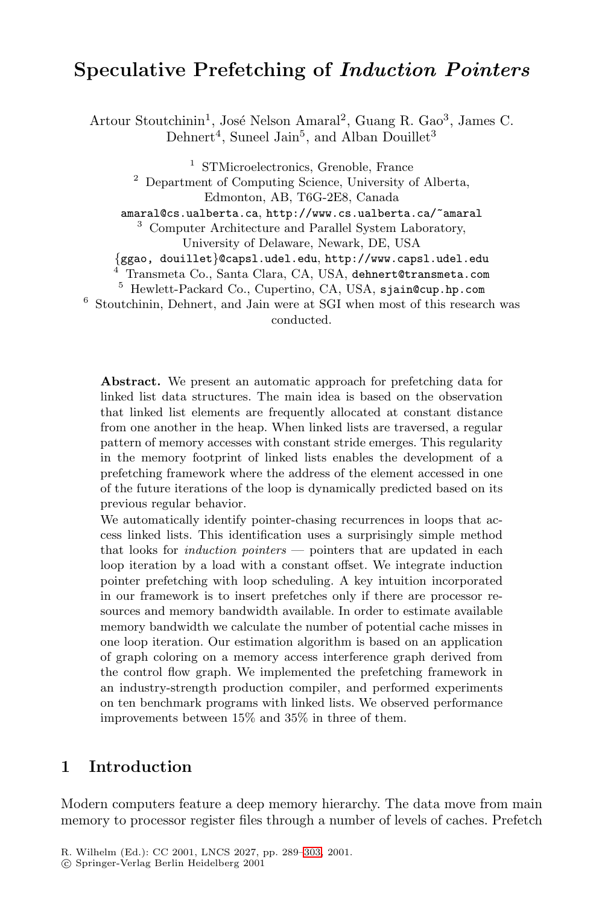# Speculative Prefetching of *Induction Pointers*

Artour Stoutchinin[1], José Nelson Amaral[2], Guang R. Gao[3], James C. Dehnert[4], Suneel Jain[5], and Alban Douillet[3]

[1] STMicroelectronics, Grenoble, France
[2] Department of Computing Science, University of Alberta, Edmonton, AB, T6G-2E8, Canada
amaral@cs.ualberta.ca, http://www.cs.ualberta.ca/~amaral
[3] Computer Architecture and Parallel System Laboratory, University of Delaware, Newark, DE, USA
{ggao, douillet}@capsl.udel.edu, http://www.capsl.udel.edu
[4] Transmeta Co., Santa Clara, CA, USA, dehnert@transmeta.com
[5] Hewlett-Packard Co., Cupertino, CA, USA, sjain@cup.hp.com
[6] Stoutchinin, Dehnert, and Jain were at SGI when most of this research was conducted.

**Abstract.** We present an automatic approach for prefetching data for linked list data structures. The main idea is based on the observation that linked list elements are frequently allocated at constant distance from one another in the heap. When linked lists are traversed, a regular pattern of memory accesses with constant stride emerges. This regularity in the memory footprint of linked lists enables the development of a prefetching framework where the address of the element accessed in one of the future iterations of the loop is dynamically predicted based on its previous regular behavior.

We automatically identify pointer-chasing recurrences in loops that access linked lists. This identification uses a surprisingly simple method that looks for *induction pointers* — pointers that are updated in each loop iteration by a load with a constant offset. We integrate induction pointer prefetching with loop scheduling. A key intuition incorporated in our framework is to insert prefetches only if there are processor resources and memory bandwidth available. In order to estimate available memory bandwidth we calculate the number of potential cache misses in one loop iteration. Our estimation algorithm is based on an application of graph coloring on a memory access interference graph derived from the control flow graph. We implemented the prefetching framework in an industry-strength production compiler, and performed experiments on ten benchmark programs with linked lists. We observed performance improvements between 15% and 35% in three of them.

## 1 Introduction

Modern computers feature a deep memory hierarchy. The data move from main memory to processor register files through a number of levels of caches. Prefetch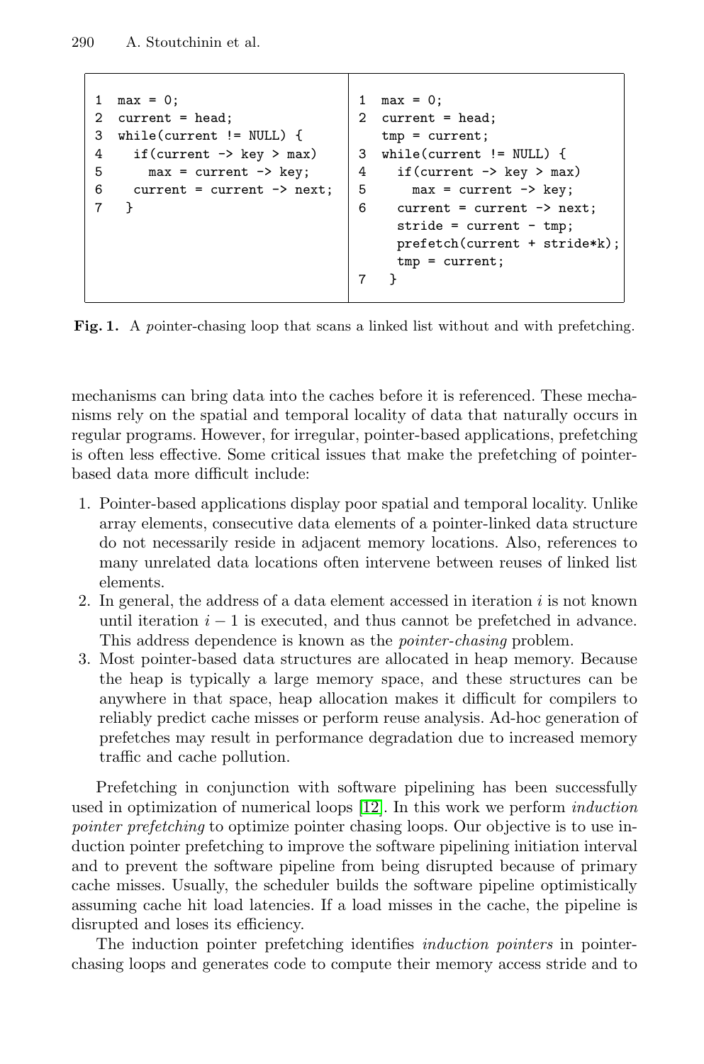```
1  max = 0;
2  current = head;
3  while(current != NULL) {
4    if(current -> key > max)
5      max = current -> key;
6    current = current -> next;
7  }
```

```
1  max = 0;
2  current = head;
   tmp = current;
3  while(current != NULL) {
4    if(current -> key > max)
5      max = current -> key;
6    current = current -> next;
     stride = current - tmp;
     prefetch(current + stride*k);
     tmp = current;
7  }
```

**Fig. 1.** A pointer-chasing loop that scans a linked list without and with prefetching.

mechanisms can bring data into the caches before it is referenced. These mechanisms rely on the spatial and temporal locality of data that naturally occurs in regular programs. However, for irregular, pointer-based applications, prefetching is often less effective. Some critical issues that make the prefetching of pointer-based data more difficult include:

1. Pointer-based applications display poor spatial and temporal locality. Unlike array elements, consecutive data elements of a pointer-linked data structure do not necessarily reside in adjacent memory locations. Also, references to many unrelated data locations often intervene between reuses of linked list elements.
2. In general, the address of a data element accessed in iteration $i$ is not known until iteration $i - 1$ is executed, and thus cannot be prefetched in advance. This address dependence is known as the *pointer-chasing* problem.
3. Most pointer-based data structures are allocated in heap memory. Because the heap is typically a large memory space, and these structures can be anywhere in that space, heap allocation makes it difficult for compilers to reliably predict cache misses or perform reuse analysis. Ad-hoc generation of prefetches may result in performance degradation due to increased memory traffic and cache pollution.

Prefetching in conjunction with software pipelining has been successfully used in optimization of numerical loops [12]. In this work we perform *induction pointer prefetching* to optimize pointer chasing loops. Our objective is to use induction pointer prefetching to improve the software pipelining initiation interval and to prevent the software pipeline from being disrupted because of primary cache misses. Usually, the scheduler builds the software pipeline optimistically assuming cache hit load latencies. If a load misses in the cache, the pipeline is disrupted and loses its efficiency.

The induction pointer prefetching identifies *induction pointers* in pointer-chasing loops and generates code to compute their memory access stride and to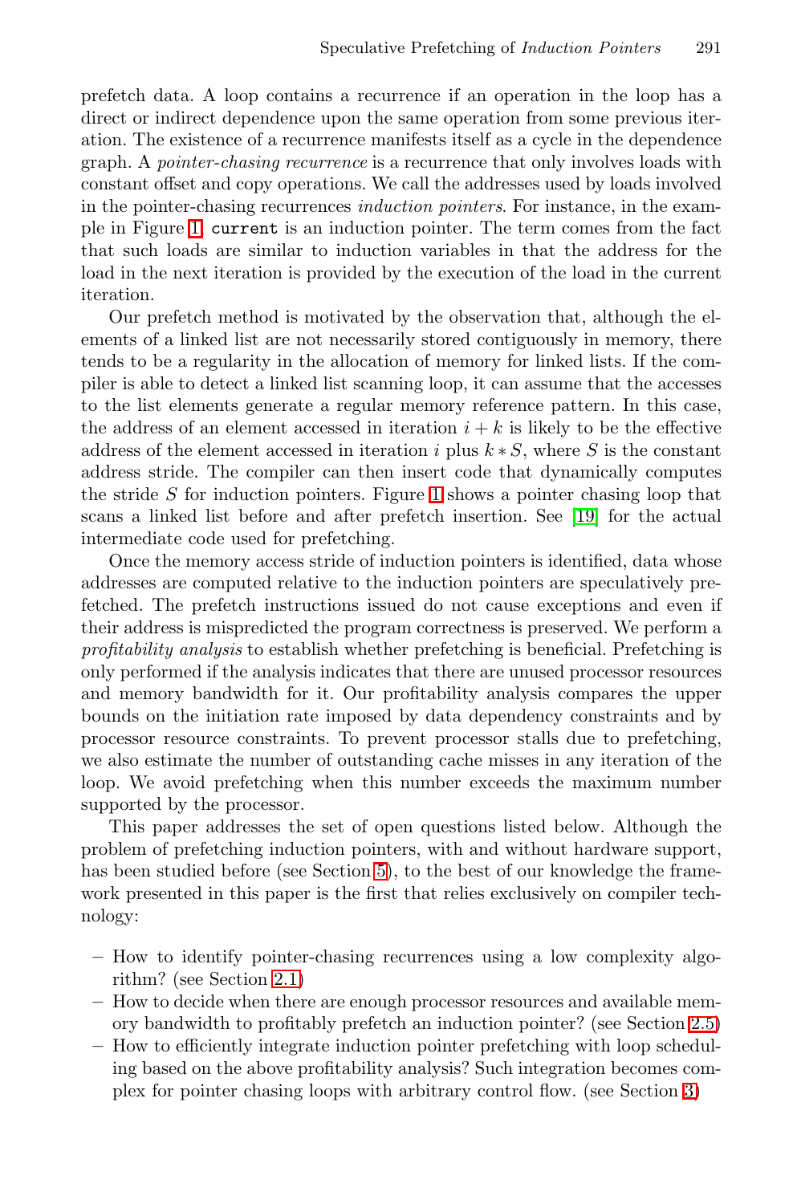prefetch data. A loop contains a recurrence if an operation in the loop has a direct or indirect dependence upon the same operation from some previous iteration. The existence of a recurrence manifests itself as a cycle in the dependence graph. A *pointer-chasing recurrence* is a recurrence that only involves loads with constant offset and copy operations. We call the addresses used by loads involved in the pointer-chasing recurrences *induction pointers*. For instance, in the example in Figure 1, `current` is an induction pointer. The term comes from the fact that such loads are similar to induction variables in that the address for the load in the next iteration is provided by the execution of the load in the current iteration.

Our prefetch method is motivated by the observation that, although the elements of a linked list are not necessarily stored contiguously in memory, there tends to be a regularity in the allocation of memory for linked lists. If the compiler is able to detect a linked list scanning loop, it can assume that the accesses to the list elements generate a regular memory reference pattern. In this case, the address of an element accessed in iteration $i + k$ is likely to be the effective address of the element accessed in iteration $i$ plus $k * S$, where $S$ is the constant address stride. The compiler can then insert code that dynamically computes the stride $S$ for induction pointers. Figure 1 shows a pointer chasing loop that scans a linked list before and after prefetch insertion. See [19] for the actual intermediate code used for prefetching.

Once the memory access stride of induction pointers is identified, data whose addresses are computed relative to the induction pointers are speculatively prefetched. The prefetch instructions issued do not cause exceptions and even if their address is mispredicted the program correctness is preserved. We perform a *profitability analysis* to establish whether prefetching is beneficial. Prefetching is only performed if the analysis indicates that there are unused processor resources and memory bandwidth for it. Our profitability analysis compares the upper bounds on the initiation rate imposed by data dependency constraints and by processor resource constraints. To prevent processor stalls due to prefetching, we also estimate the number of outstanding cache misses in any iteration of the loop. We avoid prefetching when this number exceeds the maximum number supported by the processor.

This paper addresses the set of open questions listed below. Although the problem of prefetching induction pointers, with and without hardware support, has been studied before (see Section 5), to the best of our knowledge the framework presented in this paper is the first that relies exclusively on compiler technology:

- How to identify pointer-chasing recurrences using a low complexity algorithm? (see Section 2.1)
- How to decide when there are enough processor resources and available memory bandwidth to profitably prefetch an induction pointer? (see Section 2.5)
- How to efficiently integrate induction pointer prefetching with loop scheduling based on the above profitability analysis? Such integration becomes complex for pointer chasing loops with arbitrary control flow. (see Section 3)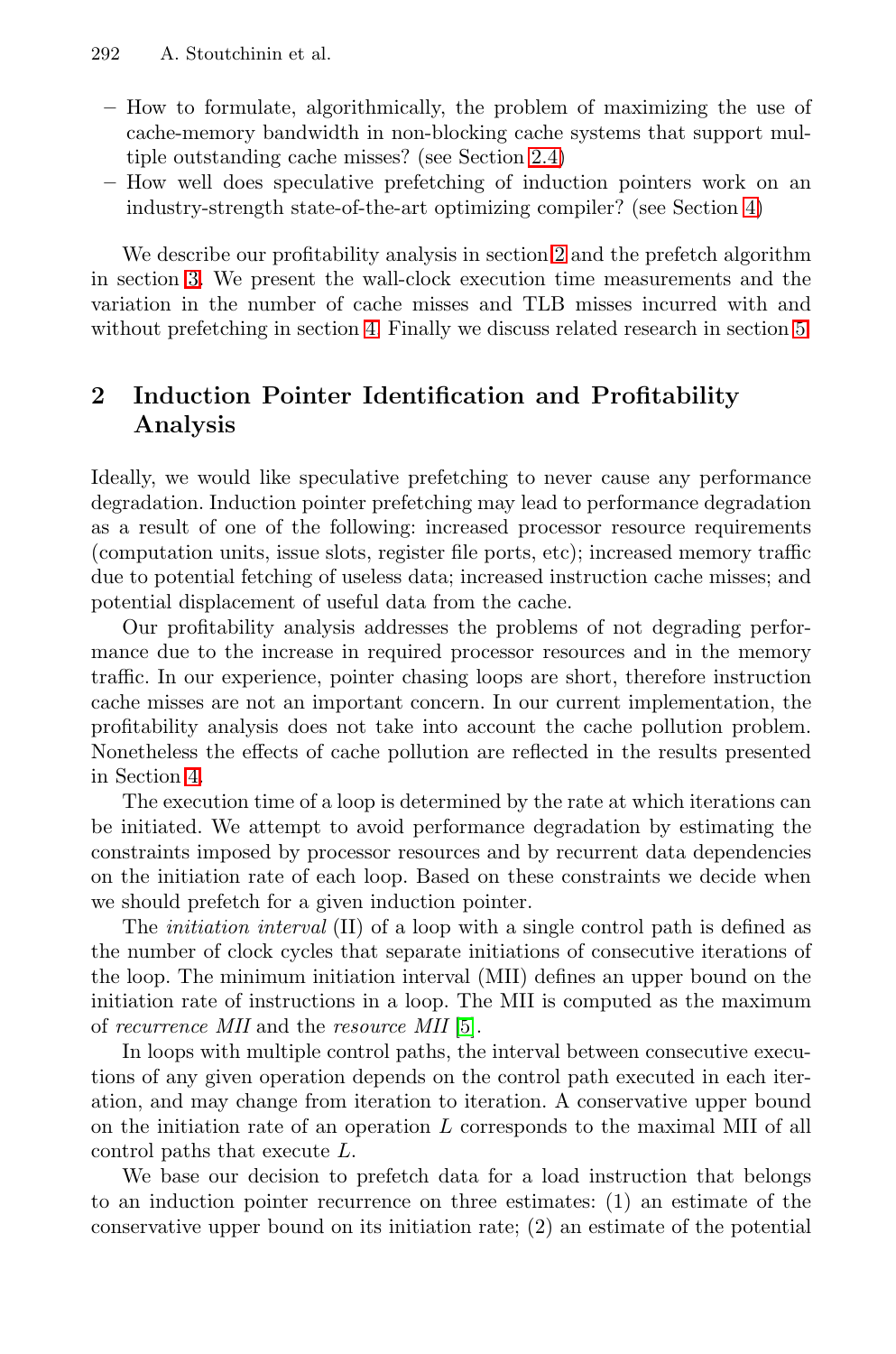- How to formulate, algorithmically, the problem of maximizing the use of cache-memory bandwidth in non-blocking cache systems that support multiple outstanding cache misses? (see Section 2.4)
- How well does speculative prefetching of induction pointers work on an industry-strength state-of-the-art optimizing compiler? (see Section 4)

We describe our profitability analysis in section 2 and the prefetch algorithm in section 3. We present the wall-clock execution time measurements and the variation in the number of cache misses and TLB misses incurred with and without prefetching in section 4. Finally we discuss related research in section 5.

## 2 Induction Pointer Identification and Profitability Analysis

Ideally, we would like speculative prefetching to never cause any performance degradation. Induction pointer prefetching may lead to performance degradation as a result of one of the following: increased processor resource requirements (computation units, issue slots, register file ports, etc); increased memory traffic due to potential fetching of useless data; increased instruction cache misses; and potential displacement of useful data from the cache.

Our profitability analysis addresses the problems of not degrading performance due to the increase in required processor resources and in the memory traffic. In our experience, pointer chasing loops are short, therefore instruction cache misses are not an important concern. In our current implementation, the profitability analysis does not take into account the cache pollution problem. Nonetheless the effects of cache pollution are reflected in the results presented in Section 4.

The execution time of a loop is determined by the rate at which iterations can be initiated. We attempt to avoid performance degradation by estimating the constraints imposed by processor resources and by recurrent data dependencies on the initiation rate of each loop. Based on these constraints we decide when we should prefetch for a given induction pointer.

The *initiation interval* (II) of a loop with a single control path is defined as the number of clock cycles that separate initiations of consecutive iterations of the loop. The minimum initiation interval (MII) defines an upper bound on the initiation rate of instructions in a loop. The MII is computed as the maximum of *recurrence MII* and the *resource MII* [5].

In loops with multiple control paths, the interval between consecutive executions of any given operation depends on the control path executed in each iteration, and may change from iteration to iteration. A conservative upper bound on the initiation rate of an operation $L$ corresponds to the maximal MII of all control paths that execute $L$.

We base our decision to prefetch data for a load instruction that belongs to an induction pointer recurrence on three estimates: (1) an estimate of the conservative upper bound on its initiation rate; (2) an estimate of the potential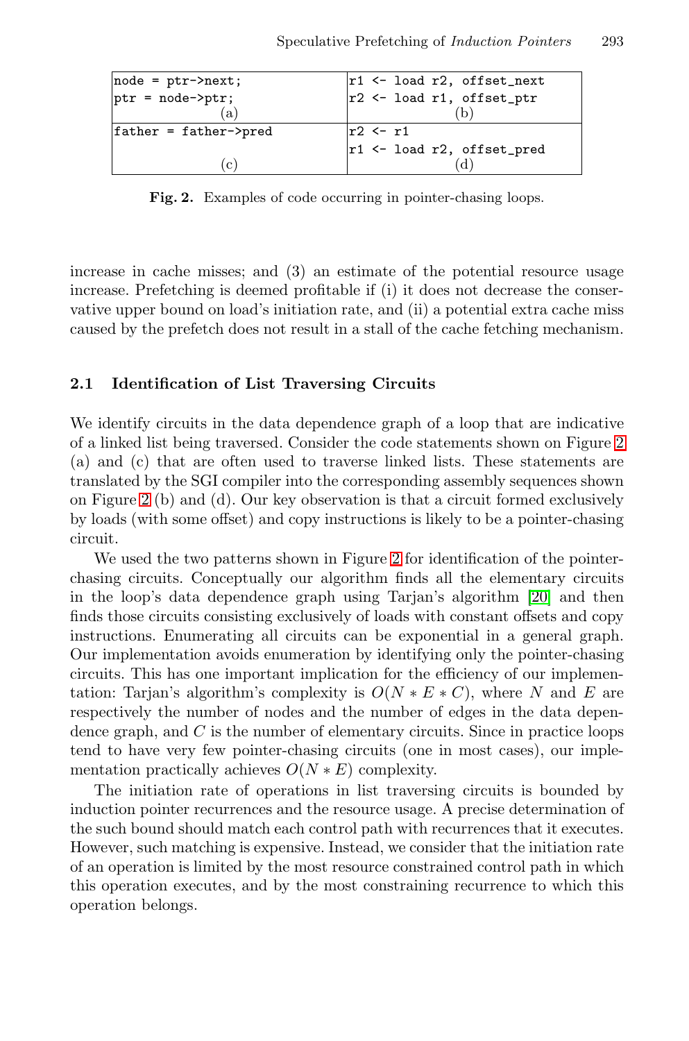| | |
|---|---|
| `node = ptr->next;`<br>`ptr = node->ptr;`<br>(a) | `r1 <- load r2, offset_next`<br>`r2 <- load r1, offset_ptr`<br>(b) |
| `father = father->pred`<br><br>(c) | `r2 <- r1`<br>`r1 <- load r2, offset_pred`<br>(d) |

**Fig. 2.** Examples of code occurring in pointer-chasing loops.

increase in cache misses; and (3) an estimate of the potential resource usage increase. Prefetching is deemed profitable if (i) it does not decrease the conservative upper bound on load's initiation rate, and (ii) a potential extra cache miss caused by the prefetch does not result in a stall of the cache fetching mechanism.

### 2.1 Identification of List Traversing Circuits

We identify circuits in the data dependence graph of a loop that are indicative of a linked list being traversed. Consider the code statements shown on Figure 2 (a) and (c) that are often used to traverse linked lists. These statements are translated by the SGI compiler into the corresponding assembly sequences shown on Figure 2 (b) and (d). Our key observation is that a circuit formed exclusively by loads (with some offset) and copy instructions is likely to be a pointer-chasing circuit.

We used the two patterns shown in Figure 2 for identification of the pointer-chasing circuits. Conceptually our algorithm finds all the elementary circuits in the loop's data dependence graph using Tarjan's algorithm [20] and then finds those circuits consisting exclusively of loads with constant offsets and copy instructions. Enumerating all circuits can be exponential in a general graph. Our implementation avoids enumeration by identifying only the pointer-chasing circuits. This has one important implication for the efficiency of our implementation: Tarjan's algorithm's complexity is $O(N * E * C)$, where $N$ and $E$ are respectively the number of nodes and the number of edges in the data dependence graph, and $C$ is the number of elementary circuits. Since in practice loops tend to have very few pointer-chasing circuits (one in most cases), our implementation practically achieves $O(N * E)$ complexity.

The initiation rate of operations in list traversing circuits is bounded by induction pointer recurrences and the resource usage. A precise determination of the such bound should match each control path with recurrences that it executes. However, such matching is expensive. Instead, we consider that the initiation rate of an operation is limited by the most resource constrained control path in which this operation executes, and by the most constraining recurrence to which this operation belongs.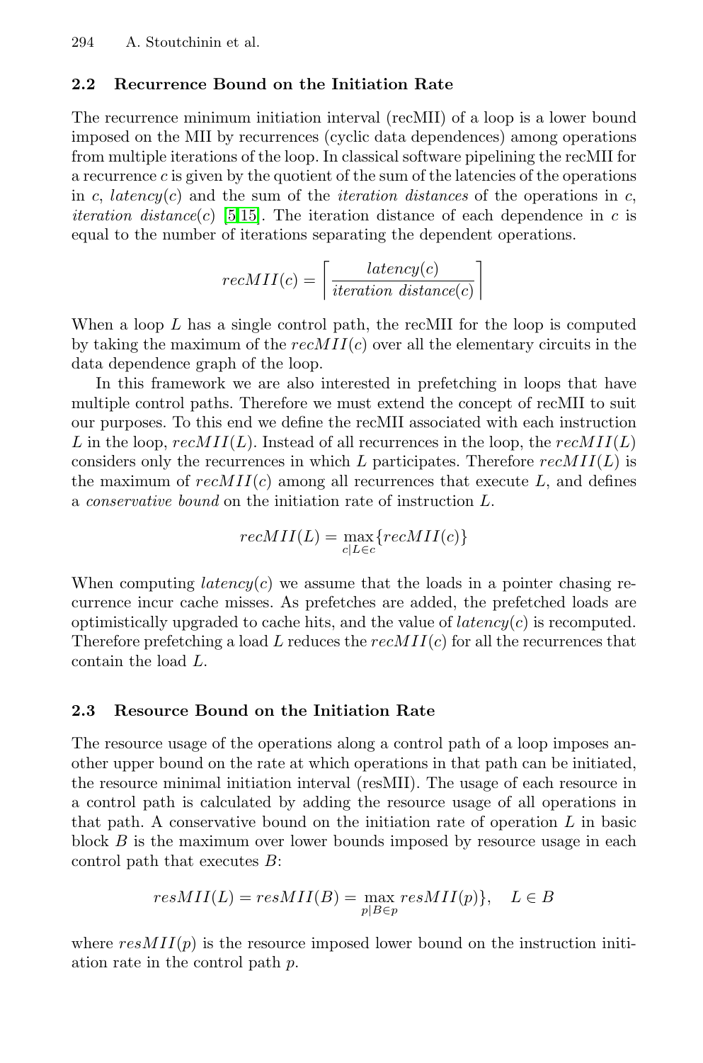### 2.2 Recurrence Bound on the Initiation Rate

The recurrence minimum initiation interval (recMII) of a loop is a lower bound imposed on the MII by recurrences (cyclic data dependences) among operations from multiple iterations of the loop. In classical software pipelining the recMII for a recurrence $c$ is given by the quotient of the sum of the latencies of the operations in $c$, $latency(c)$ and the sum of the *iteration distances* of the operations in $c$, *iteration distance*$(c)$ [5,15]. The iteration distance of each dependence in $c$ is equal to the number of iterations separating the dependent operations.

$$recMII(c) = \left\lceil \frac{latency(c)}{iteration\ distance(c)} \right\rceil$$

When a loop $L$ has a single control path, the recMII for the loop is computed by taking the maximum of the $recMII(c)$ over all the elementary circuits in the data dependence graph of the loop.

In this framework we are also interested in prefetching in loops that have multiple control paths. Therefore we must extend the concept of recMII to suit our purposes. To this end we define the recMII associated with each instruction $L$ in the loop, $recMII(L)$. Instead of all recurrences in the loop, the $recMII(L)$ considers only the recurrences in which $L$ participates. Therefore $recMII(L)$ is the maximum of $recMII(c)$ among all recurrences that execute $L$, and defines a *conservative bound* on the initiation rate of instruction $L$.

$$recMII(L) = \max_{c|L \in c} \{recMII(c)\}$$

When computing $latency(c)$ we assume that the loads in a pointer chasing recurrence incur cache misses. As prefetches are added, the prefetched loads are optimistically upgraded to cache hits, and the value of $latency(c)$ is recomputed. Therefore prefetching a load $L$ reduces the $recMII(c)$ for all the recurrences that contain the load $L$.

### 2.3 Resource Bound on the Initiation Rate

The resource usage of the operations along a control path of a loop imposes another upper bound on the rate at which operations in that path can be initiated, the resource minimal initiation interval (resMII). The usage of each resource in a control path is calculated by adding the resource usage of all operations in that path. A conservative bound on the initiation rate of operation $L$ in basic block $B$ is the maximum over lower bounds imposed by resource usage in each control path that executes $B$:

$$resMII(L) = resMII(B) = \max_{p|B \in p} resMII(p)\}, \quad L \in B$$

where $resMII(p)$ is the resource imposed lower bound on the instruction initiation rate in the control path $p$.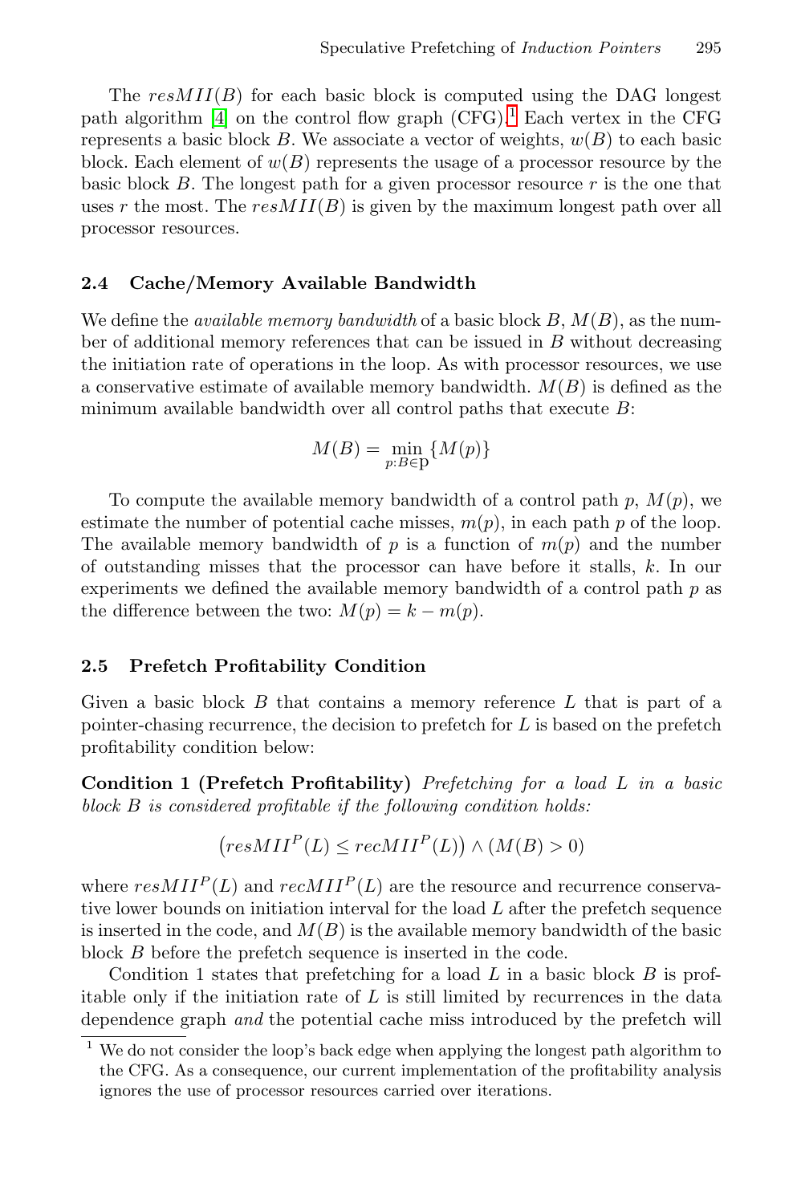The $resMII(B)$ for each basic block is computed using the DAG longest path algorithm [4] on the control flow graph (CFG).[1] Each vertex in the CFG represents a basic block $B$. We associate a vector of weights, $w(B)$ to each basic block. Each element of $w(B)$ represents the usage of a processor resource by the basic block $B$. The longest path for a given processor resource $r$ is the one that uses $r$ the most. The $resMII(B)$ is given by the maximum longest path over all processor resources.

### 2.4 Cache/Memory Available Bandwidth

We define the *available memory bandwidth* of a basic block $B$, $M(B)$, as the number of additional memory references that can be issued in $B$ without decreasing the initiation rate of operations in the loop. As with processor resources, we use a conservative estimate of available memory bandwidth. $M(B)$ is defined as the minimum available bandwidth over all control paths that execute $B$:

$$M(B) = \min_{p: B \in \mathrm{p}} \{M(p)\}$$

To compute the available memory bandwidth of a control path $p$, $M(p)$, we estimate the number of potential cache misses, $m(p)$, in each path $p$ of the loop. The available memory bandwidth of $p$ is a function of $m(p)$ and the number of outstanding misses that the processor can have before it stalls, $k$. In our experiments we defined the available memory bandwidth of a control path $p$ as the difference between the two: $M(p) = k - m(p)$.

### 2.5 Prefetch Profitability Condition

Given a basic block $B$ that contains a memory reference $L$ that is part of a pointer-chasing recurrence, the decision to prefetch for $L$ is based on the prefetch profitability condition below:

**Condition 1 (Prefetch Profitability)** *Prefetching for a load $L$ in a basic block $B$ is considered profitable if the following condition holds:*

$$\left(resMII^P(L) \leq recMII^P(L)\right) \wedge (M(B) > 0)$$

where $resMII^P(L)$ and $recMII^P(L)$ are the resource and recurrence conservative lower bounds on initiation interval for the load $L$ after the prefetch sequence is inserted in the code, and $M(B)$ is the available memory bandwidth of the basic block $B$ before the prefetch sequence is inserted in the code.

Condition 1 states that prefetching for a load $L$ in a basic block $B$ is profitable only if the initiation rate of $L$ is still limited by recurrences in the data dependence graph *and* the potential cache miss introduced by the prefetch will

[1] We do not consider the loop's back edge when applying the longest path algorithm to the CFG. As a consequence, our current implementation of the profitability analysis ignores the use of processor resources carried over iterations.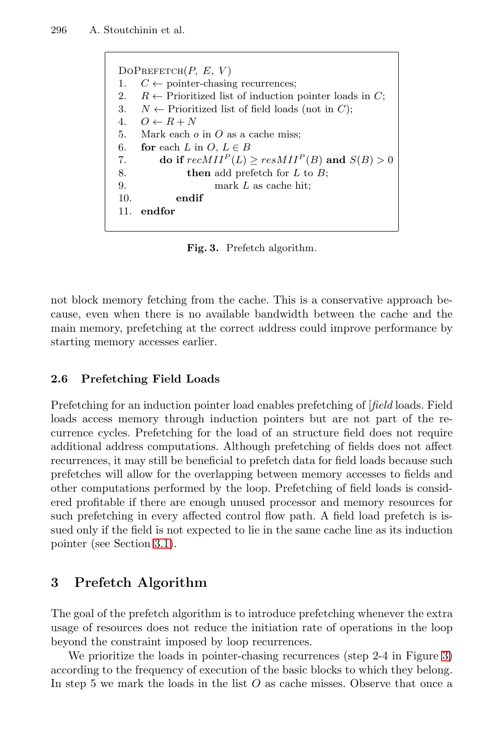```
DoPrefetch(P, E, V)
1.   C ← pointer-chasing recurrences;
2.   R ← Prioritized list of induction pointer loads in C;
3.   N ← Prioritized list of field loads (not in C);
4.   O ← R + N
5.   Mark each o in O as a cache miss;
6.   for each L in O, L ∈ B
7.       do if recMII^P(L) ≥ resMII^P(B) and S(B) > 0
8.              then add prefetch for L to B;
9.                     mark L as cache hit;
10.          endif
11.  endfor
```

**Fig. 3.** Prefetch algorithm.

not block memory fetching from the cache. This is a conservative approach because, even when there is no available bandwidth between the cache and the main memory, prefetching at the correct address could improve performance by starting memory accesses earlier.

### 2.6 Prefetching Field Loads

Prefetching for an induction pointer load enables prefetching of [*field* loads. Field loads access memory through induction pointers but are not part of the recurrence cycles. Prefetching for the load of an structure field does not require additional address computations. Although prefetching of fields does not affect recurrences, it may still be beneficial to prefetch data for field loads because such prefetches will allow for the overlapping between memory accesses to fields and other computations performed by the loop. Prefetching of field loads is considered profitable if there are enough unused processor and memory resources for such prefetching in every affected control flow path. A field load prefetch is issued only if the field is not expected to lie in the same cache line as its induction pointer (see Section 3.1).

## 3 Prefetch Algorithm

The goal of the prefetch algorithm is to introduce prefetching whenever the extra usage of resources does not reduce the initiation rate of operations in the loop beyond the constraint imposed by loop recurrences.

We prioritize the loads in pointer-chasing recurrences (step 2-4 in Figure 3) according to the frequency of execution of the basic blocks to which they belong. In step 5 we mark the loads in the list $O$ as cache misses. Observe that once a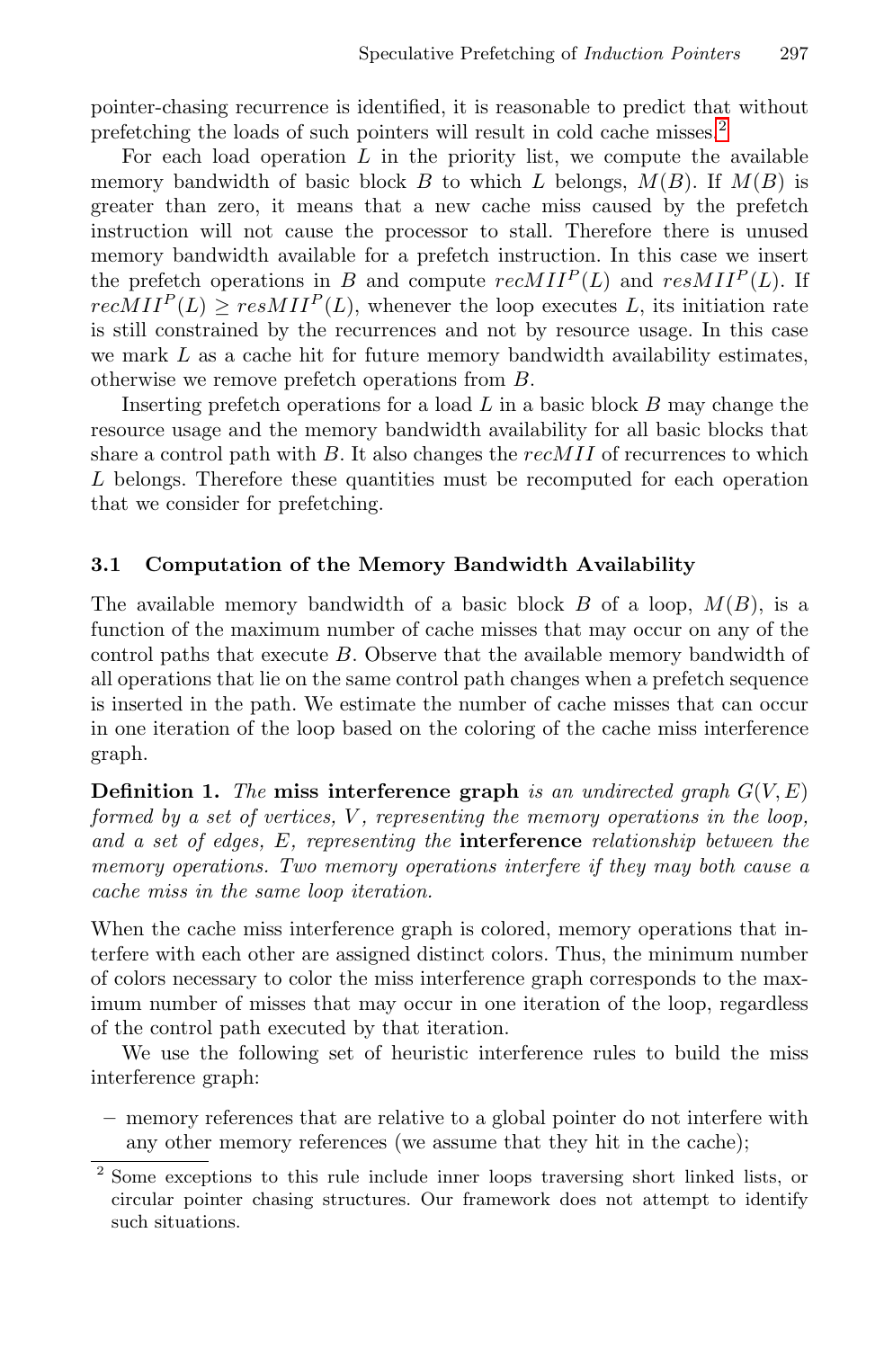pointer-chasing recurrence is identified, it is reasonable to predict that without prefetching the loads of such pointers will result in cold cache misses.[2]

For each load operation $L$ in the priority list, we compute the available memory bandwidth of basic block $B$ to which $L$ belongs, $M(B)$. If $M(B)$ is greater than zero, it means that a new cache miss caused by the prefetch instruction will not cause the processor to stall. Therefore there is unused memory bandwidth available for a prefetch instruction. In this case we insert the prefetch operations in $B$ and compute $recMII^P(L)$ and $resMII^P(L)$. If $recMII^P(L) \geq resMII^P(L)$, whenever the loop executes $L$, its initiation rate is still constrained by the recurrences and not by resource usage. In this case we mark $L$ as a cache hit for future memory bandwidth availability estimates, otherwise we remove prefetch operations from $B$.

Inserting prefetch operations for a load $L$ in a basic block $B$ may change the resource usage and the memory bandwidth availability for all basic blocks that share a control path with $B$. It also changes the $recMII$ of recurrences to which $L$ belongs. Therefore these quantities must be recomputed for each operation that we consider for prefetching.

### 3.1 Computation of the Memory Bandwidth Availability

The available memory bandwidth of a basic block $B$ of a loop, $M(B)$, is a function of the maximum number of cache misses that may occur on any of the control paths that execute $B$. Observe that the available memory bandwidth of all operations that lie on the same control path changes when a prefetch sequence is inserted in the path. We estimate the number of cache misses that can occur in one iteration of the loop based on the coloring of the cache miss interference graph.

**Definition 1.** *The* **miss interference graph** *is an undirected graph $G(V, E)$ formed by a set of vertices, $V$, representing the memory operations in the loop, and a set of edges, $E$, representing the* **interference** *relationship between the memory operations. Two memory operations interfere if they may both cause a cache miss in the same loop iteration.*

When the cache miss interference graph is colored, memory operations that interfere with each other are assigned distinct colors. Thus, the minimum number of colors necessary to color the miss interference graph corresponds to the maximum number of misses that may occur in one iteration of the loop, regardless of the control path executed by that iteration.

We use the following set of heuristic interference rules to build the miss interference graph:

- memory references that are relative to a global pointer do not interfere with any other memory references (we assume that they hit in the cache);

[2] Some exceptions to this rule include inner loops traversing short linked lists, or circular pointer chasing structures. Our framework does not attempt to identify such situations.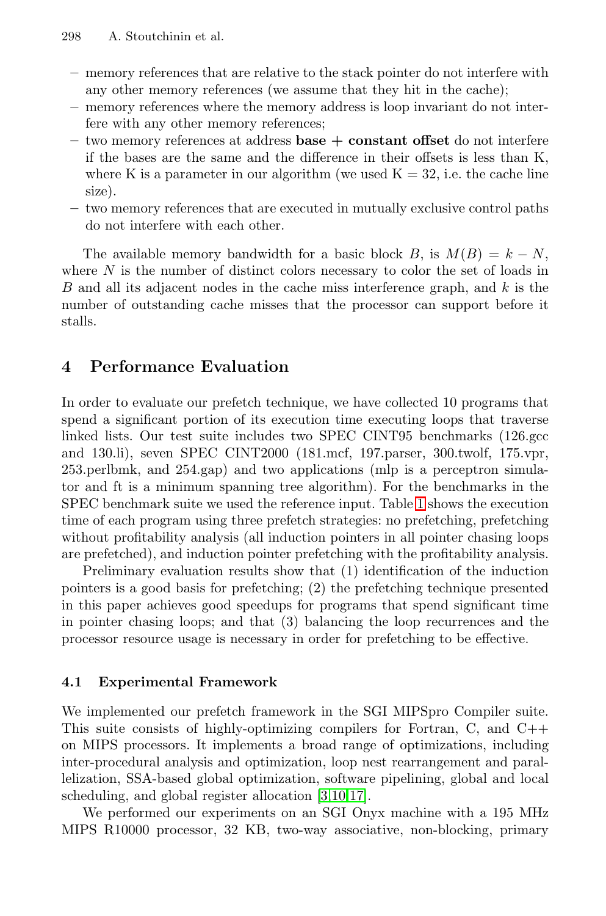- memory references that are relative to the stack pointer do not interfere with any other memory references (we assume that they hit in the cache);
- memory references where the memory address is loop invariant do not interfere with any other memory references;
- two memory references at address **base + constant offset** do not interfere if the bases are the same and the difference in their offsets is less than K, where K is a parameter in our algorithm (we used K = 32, i.e. the cache line size).
- two memory references that are executed in mutually exclusive control paths do not interfere with each other.

The available memory bandwidth for a basic block $B$, is $M(B) = k - N$, where $N$ is the number of distinct colors necessary to color the set of loads in $B$ and all its adjacent nodes in the cache miss interference graph, and $k$ is the number of outstanding cache misses that the processor can support before it stalls.

## 4 Performance Evaluation

In order to evaluate our prefetch technique, we have collected 10 programs that spend a significant portion of its execution time executing loops that traverse linked lists. Our test suite includes two SPEC CINT95 benchmarks (126.gcc and 130.li), seven SPEC CINT2000 (181.mcf, 197.parser, 300.twolf, 175.vpr, 253.perlbmk, and 254.gap) and two applications (mlp is a perceptron simulator and ft is a minimum spanning tree algorithm). For the benchmarks in the SPEC benchmark suite we used the reference input. Table 1 shows the execution time of each program using three prefetch strategies: no prefetching, prefetching without profitability analysis (all induction pointers in all pointer chasing loops are prefetched), and induction pointer prefetching with the profitability analysis.

Preliminary evaluation results show that (1) identification of the induction pointers is a good basis for prefetching; (2) the prefetching technique presented in this paper achieves good speedups for programs that spend significant time in pointer chasing loops; and that (3) balancing the loop recurrences and the processor resource usage is necessary in order for prefetching to be effective.

### 4.1 Experimental Framework

We implemented our prefetch framework in the SGI MIPSpro Compiler suite. This suite consists of highly-optimizing compilers for Fortran, C, and C++ on MIPS processors. It implements a broad range of optimizations, including inter-procedural analysis and optimization, loop nest rearrangement and parallelization, SSA-based global optimization, software pipelining, global and local scheduling, and global register allocation [3,10,17].

We performed our experiments on an SGI Onyx machine with a 195 MHz MIPS R10000 processor, 32 KB, two-way associative, non-blocking, primary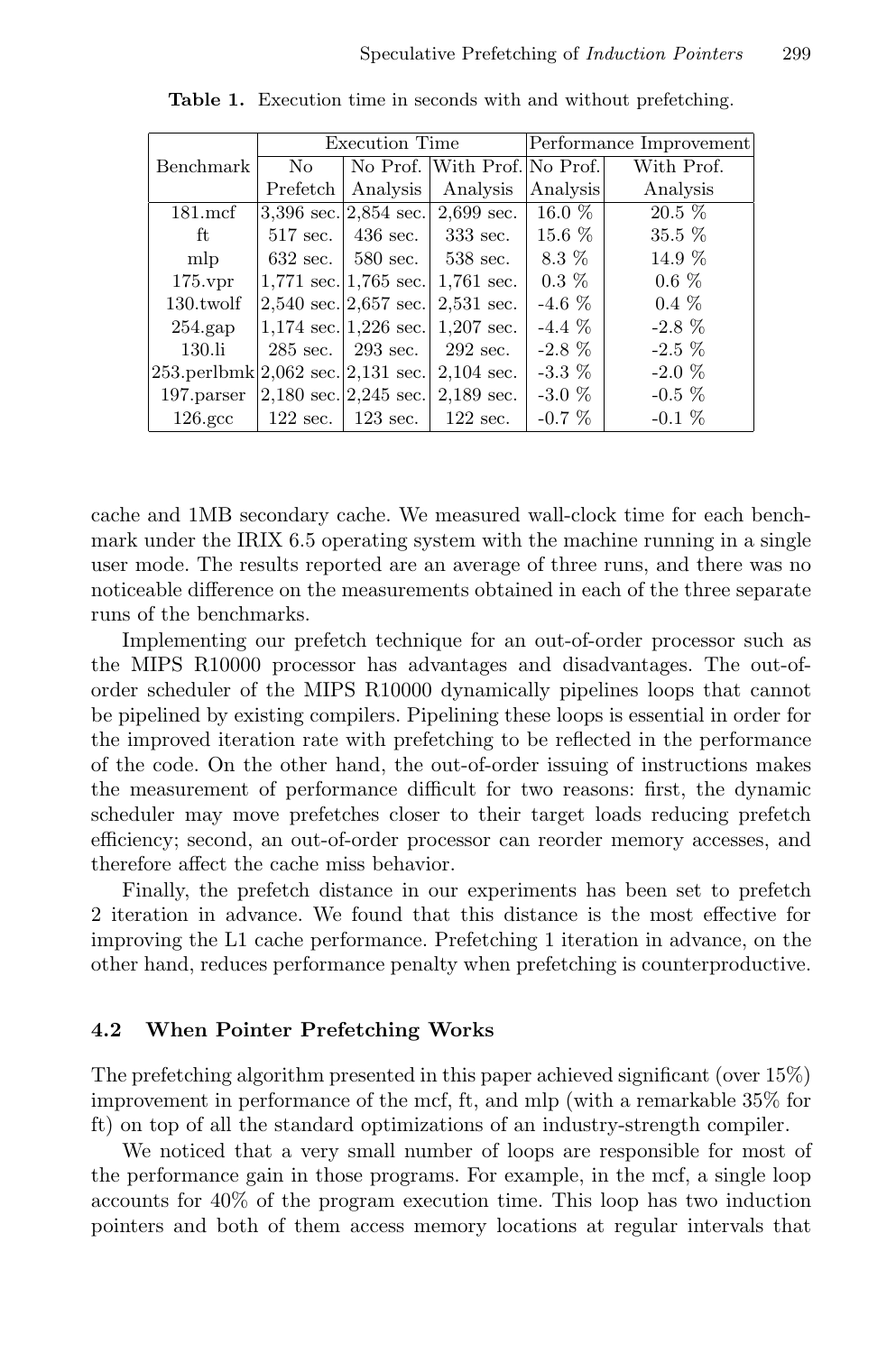**Table 1.** Execution time in seconds with and without prefetching.

| Benchmark | Execution Time | | | Performance Improvement | |
|---|---|---|---|---|---|
| | No Prefetch | No Prof. Analysis | With Prof. Analysis | No Prof. Analysis | With Prof. Analysis |
| 181.mcf | 3,396 sec. | 2,854 sec. | 2,699 sec. | 16.0 % | 20.5 % |
| ft | 517 sec. | 436 sec. | 333 sec. | 15.6 % | 35.5 % |
| mlp | 632 sec. | 580 sec. | 538 sec. | 8.3 % | 14.9 % |
| 175.vpr | 1,771 sec. | 1,765 sec. | 1,761 sec. | 0.3 % | 0.6 % |
| 130.twolf | 2,540 sec. | 2,657 sec. | 2,531 sec. | -4.6 % | 0.4 % |
| 254.gap | 1,174 sec. | 1,226 sec. | 1,207 sec. | -4.4 % | -2.8 % |
| 130.li | 285 sec. | 293 sec. | 292 sec. | -2.8 % | -2.5 % |
| 253.perlbmk | 2,062 sec. | 2,131 sec. | 2,104 sec. | -3.3 % | -2.0 % |
| 197.parser | 2,180 sec. | 2,245 sec. | 2,189 sec. | -3.0 % | -0.5 % |
| 126.gcc | 122 sec. | 123 sec. | 122 sec. | -0.7 % | -0.1 % |

cache and 1MB secondary cache. We measured wall-clock time for each benchmark under the IRIX 6.5 operating system with the machine running in a single user mode. The results reported are an average of three runs, and there was no noticeable difference on the measurements obtained in each of the three separate runs of the benchmarks.

Implementing our prefetch technique for an out-of-order processor such as the MIPS R10000 processor has advantages and disadvantages. The out-of-order scheduler of the MIPS R10000 dynamically pipelines loops that cannot be pipelined by existing compilers. Pipelining these loops is essential in order for the improved iteration rate with prefetching to be reflected in the performance of the code. On the other hand, the out-of-order issuing of instructions makes the measurement of performance difficult for two reasons: first, the dynamic scheduler may move prefetches closer to their target loads reducing prefetch efficiency; second, an out-of-order processor can reorder memory accesses, and therefore affect the cache miss behavior.

Finally, the prefetch distance in our experiments has been set to prefetch 2 iteration in advance. We found that this distance is the most effective for improving the L1 cache performance. Prefetching 1 iteration in advance, on the other hand, reduces performance penalty when prefetching is counterproductive.

### 4.2 When Pointer Prefetching Works

The prefetching algorithm presented in this paper achieved significant (over 15%) improvement in performance of the mcf, ft, and mlp (with a remarkable 35% for ft) on top of all the standard optimizations of an industry-strength compiler.

We noticed that a very small number of loops are responsible for most of the performance gain in those programs. For example, in the mcf, a single loop accounts for 40% of the program execution time. This loop has two induction pointers and both of them access memory locations at regular intervals that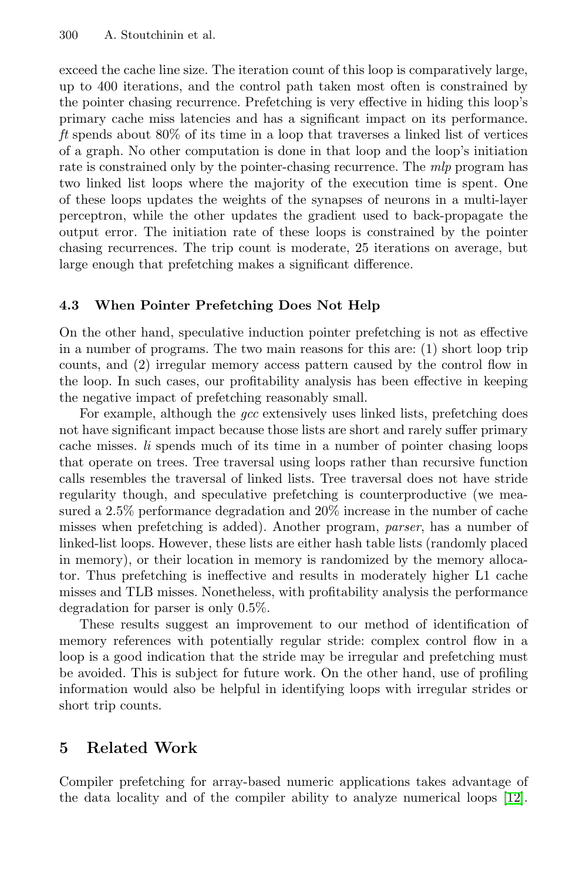exceed the cache line size. The iteration count of this loop is comparatively large, up to 400 iterations, and the control path taken most often is constrained by the pointer chasing recurrence. Prefetching is very effective in hiding this loop's primary cache miss latencies and has a significant impact on its performance. *ft* spends about 80% of its time in a loop that traverses a linked list of vertices of a graph. No other computation is done in that loop and the loop's initiation rate is constrained only by the pointer-chasing recurrence. The *mlp* program has two linked list loops where the majority of the execution time is spent. One of these loops updates the weights of the synapses of neurons in a multi-layer perceptron, while the other updates the gradient used to back-propagate the output error. The initiation rate of these loops is constrained by the pointer chasing recurrences. The trip count is moderate, 25 iterations on average, but large enough that prefetching makes a significant difference.

### 4.3 When Pointer Prefetching Does Not Help

On the other hand, speculative induction pointer prefetching is not as effective in a number of programs. The two main reasons for this are: (1) short loop trip counts, and (2) irregular memory access pattern caused by the control flow in the loop. In such cases, our profitability analysis has been effective in keeping the negative impact of prefetching reasonably small.

For example, although the *gcc* extensively uses linked lists, prefetching does not have significant impact because those lists are short and rarely suffer primary cache misses. *li* spends much of its time in a number of pointer chasing loops that operate on trees. Tree traversal using loops rather than recursive function calls resembles the traversal of linked lists. Tree traversal does not have stride regularity though, and speculative prefetching is counterproductive (we measured a 2.5% performance degradation and 20% increase in the number of cache misses when prefetching is added). Another program, *parser*, has a number of linked-list loops. However, these lists are either hash table lists (randomly placed in memory), or their location in memory is randomized by the memory allocator. Thus prefetching is ineffective and results in moderately higher L1 cache misses and TLB misses. Nonetheless, with profitability analysis the performance degradation for parser is only 0.5%.

These results suggest an improvement to our method of identification of memory references with potentially regular stride: complex control flow in a loop is a good indication that the stride may be irregular and prefetching must be avoided. This is subject for future work. On the other hand, use of profiling information would also be helpful in identifying loops with irregular strides or short trip counts.

## 5 Related Work

Compiler prefetching for array-based numeric applications takes advantage of the data locality and of the compiler ability to analyze numerical loops [12].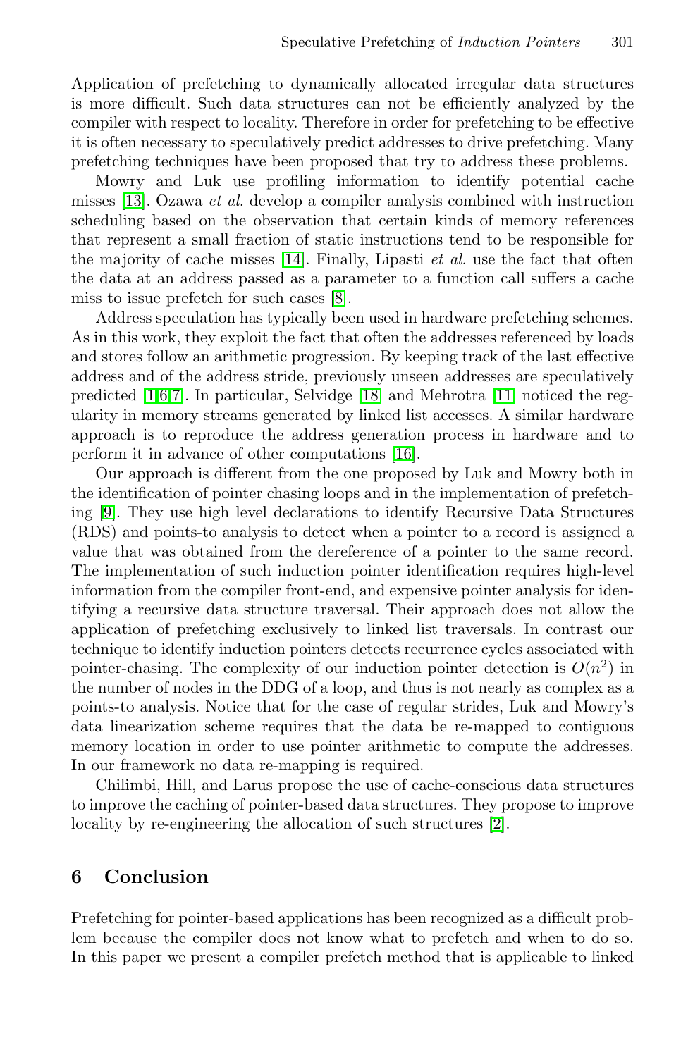Application of prefetching to dynamically allocated irregular data structures is more difficult. Such data structures can not be efficiently analyzed by the compiler with respect to locality. Therefore in order for prefetching to be effective it is often necessary to speculatively predict addresses to drive prefetching. Many prefetching techniques have been proposed that try to address these problems.

Mowry and Luk use profiling information to identify potential cache misses [13]. Ozawa *et al.* develop a compiler analysis combined with instruction scheduling based on the observation that certain kinds of memory references that represent a small fraction of static instructions tend to be responsible for the majority of cache misses [14]. Finally, Lipasti *et al.* use the fact that often the data at an address passed as a parameter to a function call suffers a cache miss to issue prefetch for such cases [8].

Address speculation has typically been used in hardware prefetching schemes. As in this work, they exploit the fact that often the addresses referenced by loads and stores follow an arithmetic progression. By keeping track of the last effective address and of the address stride, previously unseen addresses are speculatively predicted [1,6,7]. In particular, Selvidge [18] and Mehrotra [11] noticed the regularity in memory streams generated by linked list accesses. A similar hardware approach is to reproduce the address generation process in hardware and to perform it in advance of other computations [16].

Our approach is different from the one proposed by Luk and Mowry both in the identification of pointer chasing loops and in the implementation of prefetching [9]. They use high level declarations to identify Recursive Data Structures (RDS) and points-to analysis to detect when a pointer to a record is assigned a value that was obtained from the dereference of a pointer to the same record. The implementation of such induction pointer identification requires high-level information from the compiler front-end, and expensive pointer analysis for identifying a recursive data structure traversal. Their approach does not allow the application of prefetching exclusively to linked list traversals. In contrast our technique to identify induction pointers detects recurrence cycles associated with pointer-chasing. The complexity of our induction pointer detection is $O(n^2)$ in the number of nodes in the DDG of a loop, and thus is not nearly as complex as a points-to analysis. Notice that for the case of regular strides, Luk and Mowry's data linearization scheme requires that the data be re-mapped to contiguous memory location in order to use pointer arithmetic to compute the addresses. In our framework no data re-mapping is required.

Chilimbi, Hill, and Larus propose the use of cache-conscious data structures to improve the caching of pointer-based data structures. They propose to improve locality by re-engineering the allocation of such structures [2].

## 6 Conclusion

Prefetching for pointer-based applications has been recognized as a difficult problem because the compiler does not know what to prefetch and when to do so. In this paper we present a compiler prefetch method that is applicable to linked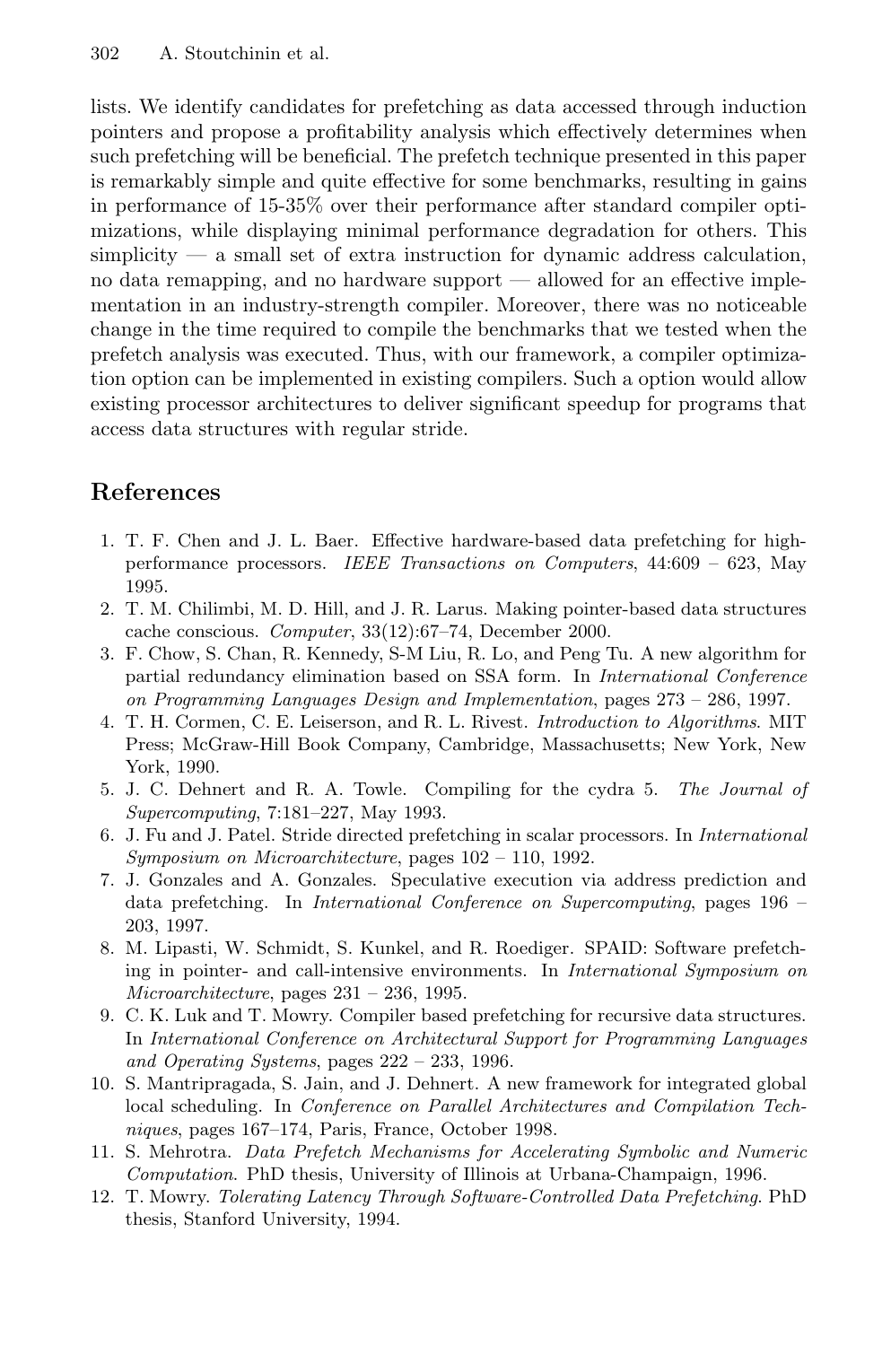lists. We identify candidates for prefetching as data accessed through induction pointers and propose a profitability analysis which effectively determines when such prefetching will be beneficial. The prefetch technique presented in this paper is remarkably simple and quite effective for some benchmarks, resulting in gains in performance of 15-35% over their performance after standard compiler optimizations, while displaying minimal performance degradation for others. This simplicity — a small set of extra instruction for dynamic address calculation, no data remapping, and no hardware support — allowed for an effective implementation in an industry-strength compiler. Moreover, there was no noticeable change in the time required to compile the benchmarks that we tested when the prefetch analysis was executed. Thus, with our framework, a compiler optimization option can be implemented in existing compilers. Such a option would allow existing processor architectures to deliver significant speedup for programs that access data structures with regular stride.

## References

1. T. F. Chen and J. L. Baer. Effective hardware-based data prefetching for high-performance processors. *IEEE Transactions on Computers*, 44:609 – 623, May 1995.
2. T. M. Chilimbi, M. D. Hill, and J. R. Larus. Making pointer-based data structures cache conscious. *Computer*, 33(12):67–74, December 2000.
3. F. Chow, S. Chan, R. Kennedy, S-M Liu, R. Lo, and Peng Tu. A new algorithm for partial redundancy elimination based on SSA form. In *International Conference on Programming Languages Design and Implementation*, pages 273 – 286, 1997.
4. T. H. Cormen, C. E. Leiserson, and R. L. Rivest. *Introduction to Algorithms*. MIT Press; McGraw-Hill Book Company, Cambridge, Massachusetts; New York, New York, 1990.
5. J. C. Dehnert and R. A. Towle. Compiling for the cydra 5. *The Journal of Supercomputing*, 7:181–227, May 1993.
6. J. Fu and J. Patel. Stride directed prefetching in scalar processors. In *International Symposium on Microarchitecture*, pages 102 – 110, 1992.
7. J. Gonzales and A. Gonzales. Speculative execution via address prediction and data prefetching. In *International Conference on Supercomputing*, pages 196 – 203, 1997.
8. M. Lipasti, W. Schmidt, S. Kunkel, and R. Roediger. SPAID: Software prefetching in pointer- and call-intensive environments. In *International Symposium on Microarchitecture*, pages 231 – 236, 1995.
9. C. K. Luk and T. Mowry. Compiler based prefetching for recursive data structures. In *International Conference on Architectural Support for Programming Languages and Operating Systems*, pages 222 – 233, 1996.
10. S. Mantripragada, S. Jain, and J. Dehnert. A new framework for integrated global local scheduling. In *Conference on Parallel Architectures and Compilation Techniques*, pages 167–174, Paris, France, October 1998.
11. S. Mehrotra. *Data Prefetch Mechanisms for Accelerating Symbolic and Numeric Computation*. PhD thesis, University of Illinois at Urbana-Champaign, 1996.
12. T. Mowry. *Tolerating Latency Through Software-Controlled Data Prefetching*. PhD thesis, Stanford University, 1994.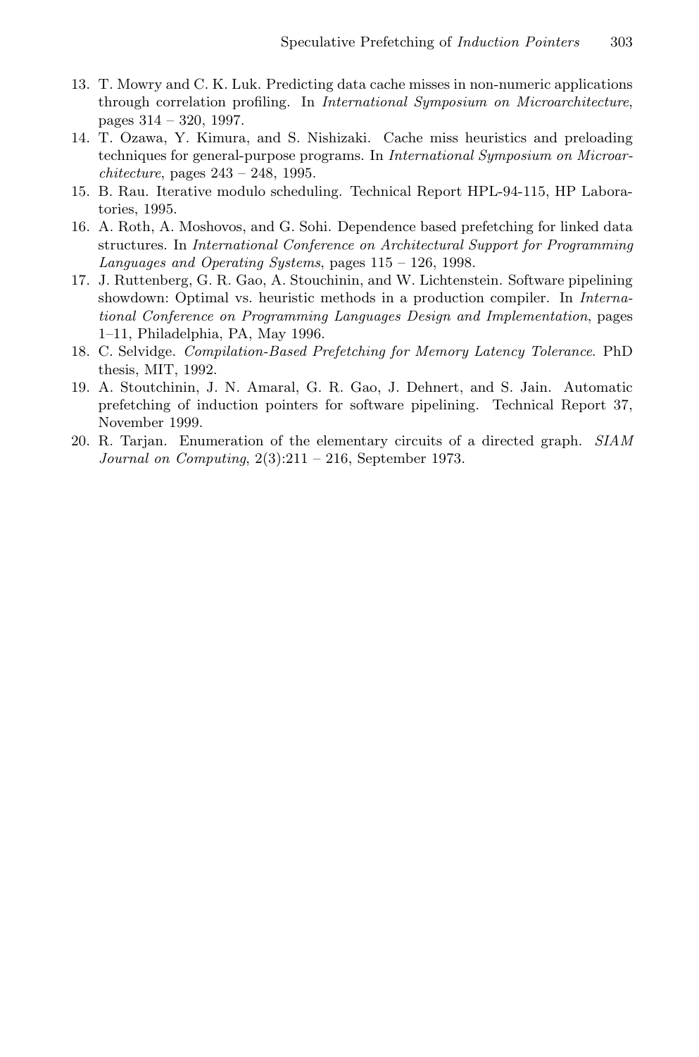13. T. Mowry and C. K. Luk. Predicting data cache misses in non-numeric applications through correlation profiling. In *International Symposium on Microarchitecture*, pages 314 – 320, 1997.
14. T. Ozawa, Y. Kimura, and S. Nishizaki. Cache miss heuristics and preloading techniques for general-purpose programs. In *International Symposium on Microarchitecture*, pages 243 – 248, 1995.
15. B. Rau. Iterative modulo scheduling. Technical Report HPL-94-115, HP Laboratories, 1995.
16. A. Roth, A. Moshovos, and G. Sohi. Dependence based prefetching for linked data structures. In *International Conference on Architectural Support for Programming Languages and Operating Systems*, pages 115 – 126, 1998.
17. J. Ruttenberg, G. R. Gao, A. Stouchinin, and W. Lichtenstein. Software pipelining showdown: Optimal vs. heuristic methods in a production compiler. In *International Conference on Programming Languages Design and Implementation*, pages 1–11, Philadelphia, PA, May 1996.
18. C. Selvidge. *Compilation-Based Prefetching for Memory Latency Tolerance*. PhD thesis, MIT, 1992.
19. A. Stoutchinin, J. N. Amaral, G. R. Gao, J. Dehnert, and S. Jain. Automatic prefetching of induction pointers for software pipelining. Technical Report 37, November 1999.
20. R. Tarjan. Enumeration of the elementary circuits of a directed graph. *SIAM Journal on Computing*, 2(3):211 – 216, September 1973.